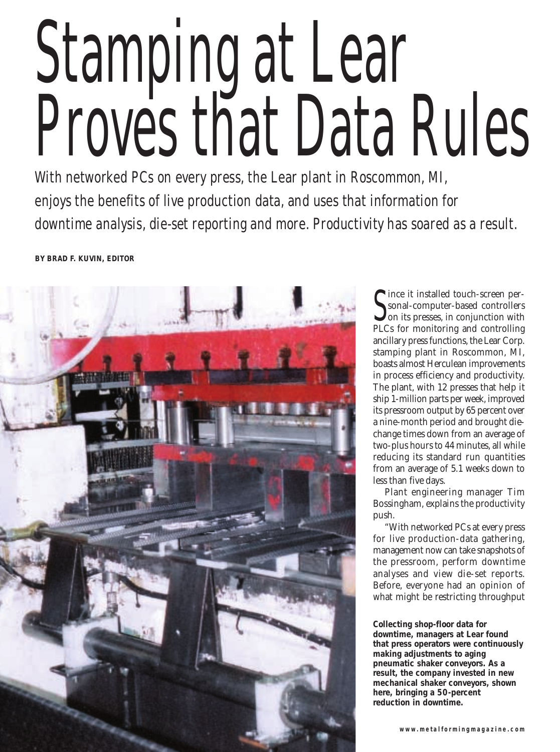# Stamping at Lear Proves that Data Rules

*With networked PCs on every press, the Lear plant in Roscommon, MI, enjoys the benefits of live production data, and uses that information for downtime analysis, die-set reporting and more. Productivity has soared as a result.*

**BY BRAD F. KUVIN, EDITOR**

Since it installed touch-screen personal-computer-based controllers on its presses, in conjunction with PLCs for monitoring and controlling ancillary press functions, the Lear Corp. stamping plant in Roscommon, MI, boasts almost Herculean improvements in process efficiency and productivity. The plant, with 12 presses that help it ship 1-million parts per week, improved its pressroom output by 65 percent over a nine-month period and brought die-change times down from an average of two-plus hours to 44 minutes, all while reducing its standard run quantities from an average of 5.1 weeks down to less than five days.

Plant engineering manager Tim Bossingham, explains the productivity push.

"With networked PCs at every press for live production-data gathering, management now can take snapshots of the pressroom, perform downtime analyses and view die-set reports. Before, everyone had an opinion of what might be restricting throughput

**Collecting shop-floor data for downtime, managers at Lear found that press operators were continuously making adjustments to aging pneumatic shaker conveyors. As a result, the company invested in new mechanical shaker conveyors, shown here, bringing a 50-percent reduction in downtime.**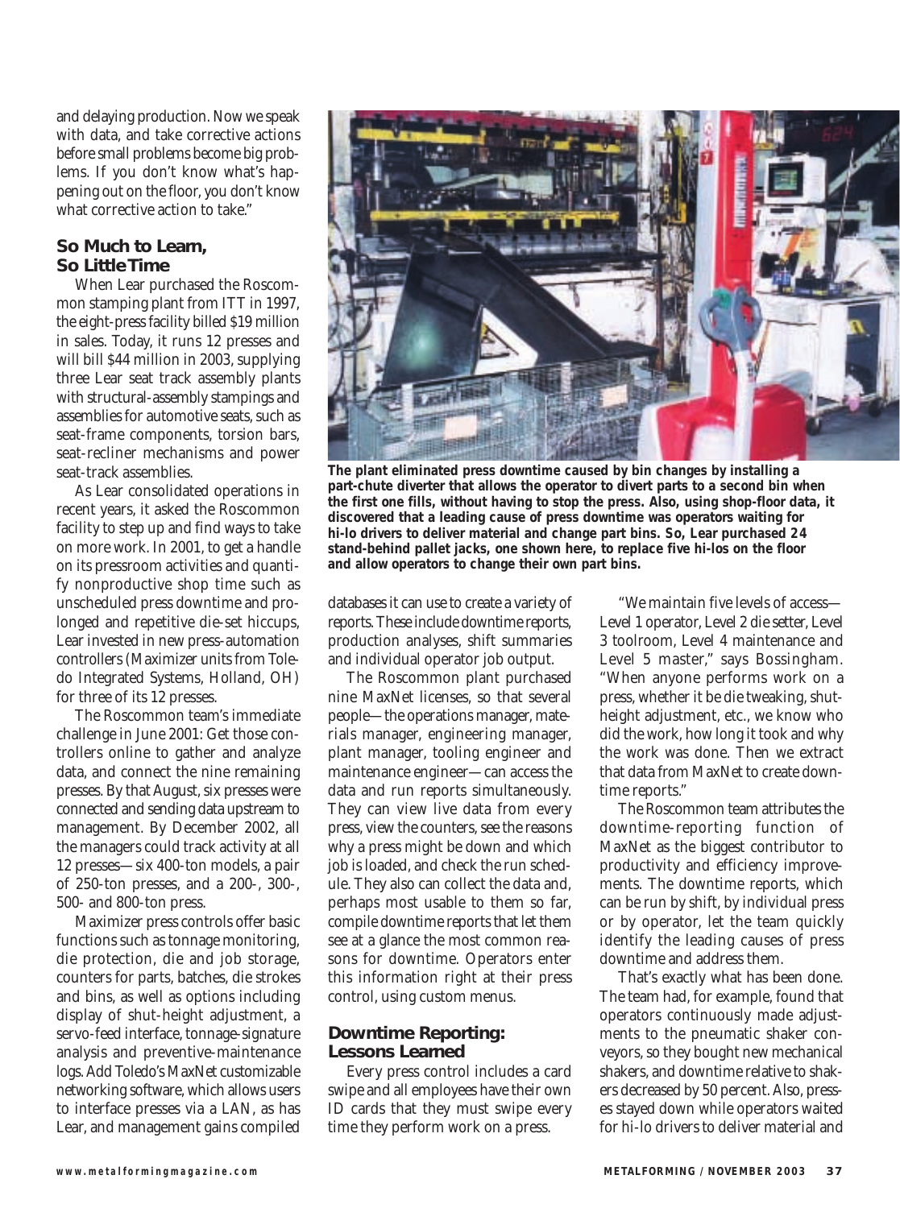and delaying production. Now we speak with data, and take corrective actions before small problems become big problems. If you don't know what's happening out on the floor, you don't know what corrective action to take."

## So Much to Learn, So Little Time

When Lear purchased the Roscommon stamping plant from ITT in 1997, the eight-press facility billed $19 million in sales. Today, it runs 12 presses and will bill $44 million in 2003, supplying three Lear seat track assembly plants with structural-assembly stampings and assemblies for automotive seats, such as seat-frame components, torsion bars, seat-recliner mechanisms and power seat-track assemblies.

As Lear consolidated operations in recent years, it asked the Roscommon facility to step up and find ways to take on more work. In 2001, to get a handle on its pressroom activities and quantify nonproductive shop time such as unscheduled press downtime and prolonged and repetitive die-set hiccups, Lear invested in new press-automation controllers (Maximizer units from Toledo Integrated Systems, Holland, OH) for three of its 12 presses.

The Roscommon team's immediate challenge in June 2001: Get those controllers online to gather and analyze data, and connect the nine remaining presses. By that August, six presses were connected and sending data upstream to management. By December 2002, all the managers could track activity at all 12 presses—six 400-ton models, a pair of 250-ton presses, and a 200-, 300-, 500- and 800-ton press.

Maximizer press controls offer basic functions such as tonnage monitoring, die protection, die and job storage, counters for parts, batches, die strokes and bins, as well as options including display of shut-height adjustment, a servo-feed interface, tonnage-signature analysis and preventive-maintenance logs. Add Toledo's MaxNet customizable networking software, which allows users to interface presses via a LAN, as has Lear, and management gains compiled databases it can use to create a variety of reports. These include downtime reports, production analyses, shift summaries and individual operator job output.

**The plant eliminated press downtime caused by bin changes by installing a part-chute diverter that allows the operator to divert parts to a second bin when the first one fills, without having to stop the press. Also, using shop-floor data, it discovered that a leading cause of press downtime was operators waiting for hi-lo drivers to deliver material and change part bins. So, Lear purchased 24 stand-behind pallet jacks, one shown here, to replace five hi-los on the floor and allow operators to change their own part bins.**

The Roscommon plant purchased nine MaxNet licenses, so that several people—the operations manager, materials manager, engineering manager, plant manager, tooling engineer and maintenance engineer—can access the data and run reports simultaneously. They can view live data from every press, view the counters, see the reasons why a press might be down and which job is loaded, and check the run schedule. They also can collect the data and, perhaps most usable to them so far, compile downtime reports that let them see at a glance the most common reasons for downtime. Operators enter this information right at their press control, using custom menus.

## Downtime Reporting: Lessons Learned

Every press control includes a card swipe and all employees have their own ID cards that they must swipe every time they perform work on a press.

"We maintain five levels of access—Level 1 operator, Level 2 die setter, Level 3 toolroom, Level 4 maintenance and Level 5 master," says Bossingham. "When anyone performs work on a press, whether it be die tweaking, shut-height adjustment, etc., we know who did the work, how long it took and why the work was done. Then we extract that data from MaxNet to create downtime reports."

The Roscommon team attributes the downtime-reporting function of MaxNet as the biggest contributor to productivity and efficiency improvements. The downtime reports, which can be run by shift, by individual press or by operator, let the team quickly identify the leading causes of press downtime and address them.

That's exactly what has been done. The team had, for example, found that operators continuously made adjustments to the pneumatic shaker conveyors, so they bought new mechanical shakers, and downtime relative to shakers decreased by 50 percent. Also, presses stayed down while operators waited for hi-lo drivers to deliver material and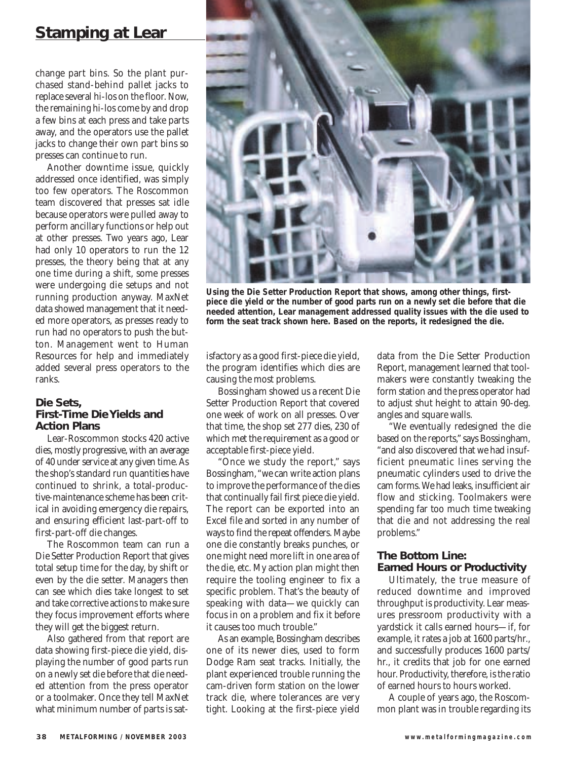change part bins. So the plant purchased stand-behind pallet jacks to replace several hi-los on the floor. Now, the remaining hi-los come by and drop a few bins at each press and take parts away, and the operators use the pallet jacks to change their own part bins so presses can continue to run.

Another downtime issue, quickly addressed once identified, was simply too few operators. The Roscommon team discovered that presses sat idle because operators were pulled away to perform ancillary functions or help out at other presses. Two years ago, Lear had only 10 operators to run the 12 presses, the theory being that at any one time during a shift, some presses were undergoing die setups and not running production anyway. MaxNet data showed management that it needed more operators, as presses ready to run had no operators to push the button. Management went to Human Resources for help and immediately added several press operators to the ranks.

### Die Sets, First-Time Die Yields and Action Plans

Lear-Roscommon stocks 420 active dies, mostly progressive, with an average of 40 under service at any given time. As the shop's standard run quantities have continued to shrink, a total-productive-maintenance scheme has been critical in avoiding emergency die repairs, and ensuring efficient last-part-off to first-part-off die changes.

The Roscommon team can run a Die Setter Production Report that gives total setup time for the day, by shift or even by the die setter. Managers then can see which dies take longest to set and take corrective actions to make sure they focus improvement efforts where they will get the biggest return.

Also gathered from that report are data showing first-piece die yield, displaying the number of good parts run on a newly set die before that die needed attention from the press operator or a toolmaker. Once they tell MaxNet what minimum number of parts is satisfactory as a good first-piece die yield, the program identifies which dies are causing the most problems.

**Using the Die Setter Production Report that shows, among other things, first-piece die yield or the number of good parts run on a newly set die before that die needed attention, Lear management addressed quality issues with the die used to form the seat track shown here. Based on the reports, it redesigned the die.**

Bossingham showed us a recent Die Setter Production Report that covered one week of work on all presses. Over that time, the shop set 277 dies, 230 of which met the requirement as a good or acceptable first-piece yield.

"Once we study the report," says Bossingham, "we can write action plans to improve the performance of the dies that continually fail first piece die yield. The report can be exported into an Excel file and sorted in any number of ways to find the repeat offenders. Maybe one die constantly breaks punches, or one might need more lift in one area of the die, etc. My action plan might then require the tooling engineer to fix a specific problem. That's the beauty of speaking with data—we quickly can focus in on a problem and fix it before it causes too much trouble."

As an example, Bossingham describes one of its newer dies, used to form Dodge Ram seat tracks. Initially, the plant experienced trouble running the cam-driven form station on the lower track die, where tolerances are very tight. Looking at the first-piece yield data from the Die Setter Production Report, management learned that toolmakers were constantly tweaking the form station and the press operator had to adjust shut height to attain 90-deg. angles and square walls.

"We eventually redesigned the die based on the reports," says Bossingham, "and also discovered that we had insufficient pneumatic lines serving the pneumatic cylinders used to drive the cam forms. We had leaks, insufficient air flow and sticking. Toolmakers were spending far too much time tweaking that die and not addressing the real problems."

### The Bottom Line: Earned Hours or Productivity

Ultimately, the true measure of reduced downtime and improved throughput is productivity. Lear measures pressroom productivity with a yardstick it calls earned hours—if, for example, it rates a job at 1600 parts/hr., and successfully produces 1600 parts/hr., it credits that job for one earned hour. Productivity, therefore, is the ratio of earned hours to hours worked.

A couple of years ago, the Roscommon plant was in trouble regarding its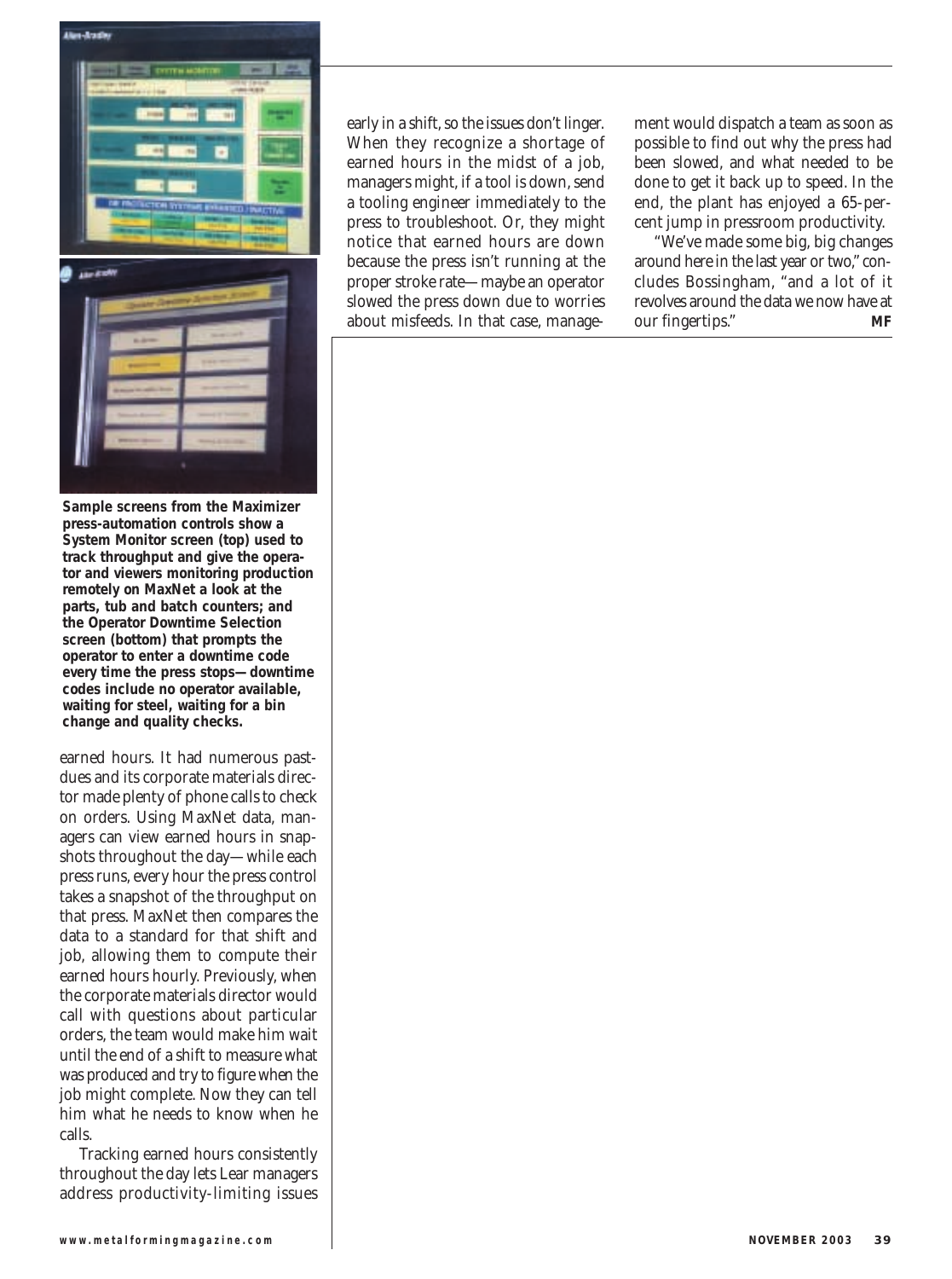Sample screens from the Maximizer press-automation controls show a System Monitor screen (top) used to track throughput and give the operator and viewers monitoring production remotely on MaxNet a look at the parts, tub and batch counters; and the Operator Downtime Selection screen (bottom) that prompts the operator to enter a downtime code every time the press stops—downtime codes include no operator available, waiting for steel, waiting for a bin change and quality checks.

earned hours. It had numerous past-dues and its corporate materials director made plenty of phone calls to check on orders. Using MaxNet data, managers can view earned hours in snapshots throughout the day—while each press runs, every hour the press control takes a snapshot of the throughput on that press. MaxNet then compares the data to a standard for that shift and job, allowing them to compute their earned hours hourly. Previously, when the corporate materials director would call with questions about particular orders, the team would make him wait until the end of a shift to measure what was produced and try to figure when the job might complete. Now they can tell him what he needs to know when he calls.

Tracking earned hours consistently throughout the day lets Lear managers address productivity-limiting issues early in a shift, so the issues don't linger. When they recognize a shortage of earned hours in the midst of a job, managers might, if a tool is down, send a tooling engineer immediately to the press to troubleshoot. Or, they might notice that earned hours are down because the press isn't running at the proper stroke rate—maybe an operator slowed the press down due to worries about misfeeds. In that case, management would dispatch a team as soon as possible to find out why the press had been slowed, and what needed to be done to get it back up to speed. In the end, the plant has enjoyed a 65-percent jump in pressroom productivity.

"We've made some big, big changes around here in the last year or two," concludes Bossingham, "and a lot of it revolves around the data we now have at our fingertips." **MF**